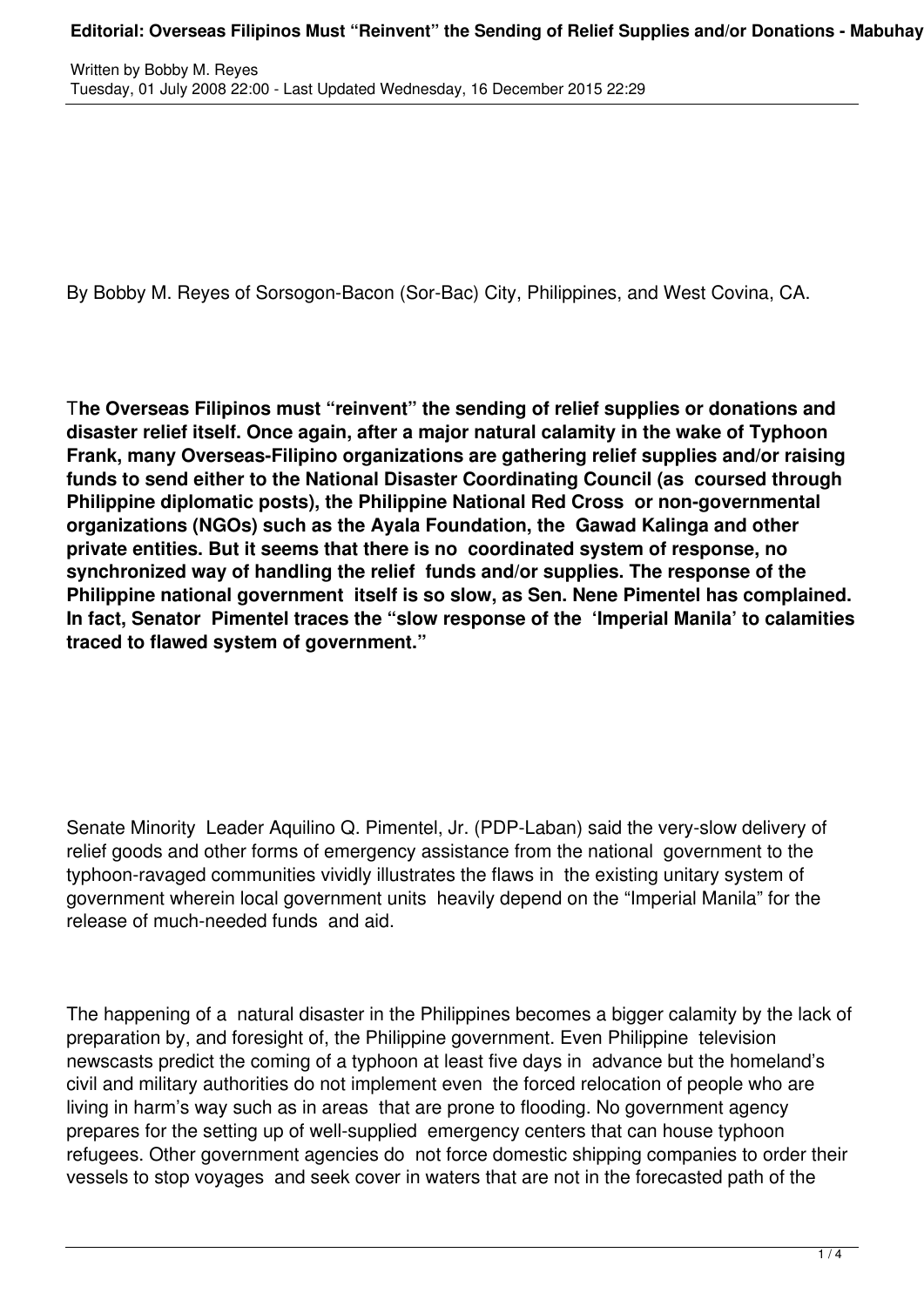By Bobby M. Reyes of Sorsogon-Bacon (Sor-Bac) City, Philippines, and West Covina, CA.

**The Overseas Filipinos must "reinvent" the sending of relief supplies or donations and disaster relief itself. Once again, after a major natural calamity in the wake of Typhoon Frank, many Overseas-Filipino organizations are gathering relief supplies and/or raising funds to send either to the National Disaster Coordinating Council (as coursed through Philippine diplomatic posts), the Philippine National Red Cross or non-governmental organizations (NGOs) such as the Ayala Foundation, the Gawad Kalinga and other private entities. But it seems that there is no coordinated system of response, no synchronized way of handling the relief funds and/or supplies. The response of the Philippine national government itself is so slow, as Sen. Nene Pimentel has complained. In fact, Senator Pimentel traces the "slow response of the 'Imperial Manila' to calamities traced to flawed system of government."**

Senate Minority Leader Aquilino Q. Pimentel, Jr. (PDP-Laban) said the very-slow delivery of relief goods and other forms of emergency assistance from the national government to the typhoon-ravaged communities vividly illustrates the flaws in the existing unitary system of government wherein local government units heavily depend on the "Imperial Manila" for the release of much-needed funds and aid.

The happening of a natural disaster in the Philippines becomes a bigger calamity by the lack of preparation by, and foresight of, the Philippine government. Even Philippine television newscasts predict the coming of a typhoon at least five days in advance but the homeland's civil and military authorities do not implement even the forced relocation of people who are living in harm's way such as in areas that are prone to flooding. No government agency prepares for the setting up of well-supplied emergency centers that can house typhoon refugees. Other government agencies do not force domestic shipping companies to order their vessels to stop voyages and seek cover in waters that are not in the forecasted path of the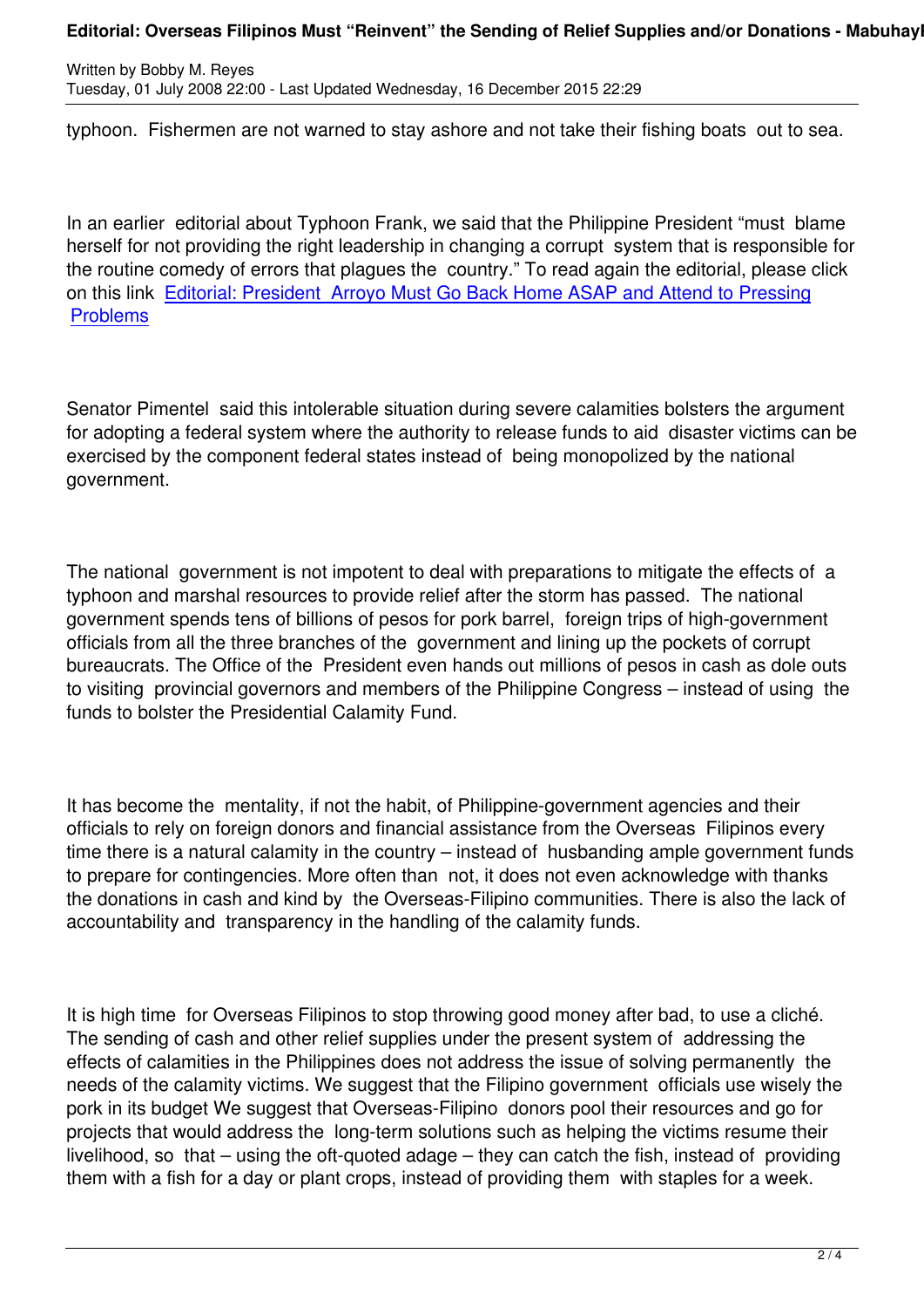typhoon. Fishermen are not warned to stay ashore and not take their fishing boats out to sea.

In an earlier editorial about Typhoon Frank, we said that the Philippine President "must blame herself for not providing the right leadership in changing a corrupt system that is responsible for the routine comedy of errors that plagues the country." To read again the editorial, please click on this link [Editorial: President Arroyo Must Go Back Home ASAP and Attend to Pressing Problems]

Senator Pimentel said this intolerable situation during severe calamities bolsters the argument for adopting a federal system where the authority to release funds to aid disaster victims can be exercised by the component federal states instead of being monopolized by the national government.

The national government is not impotent to deal with preparations to mitigate the effects of a typhoon and marshal resources to provide relief after the storm has passed. The national government spends tens of billions of pesos for pork barrel, foreign trips of high-government officials from all the three branches of the government and lining up the pockets of corrupt bureaucrats. The Office of the President even hands out millions of pesos in cash as dole outs to visiting provincial governors and members of the Philippine Congress – instead of using the funds to bolster the Presidential Calamity Fund.

It has become the mentality, if not the habit, of Philippine-government agencies and their officials to rely on foreign donors and financial assistance from the Overseas Filipinos every time there is a natural calamity in the country – instead of husbanding ample government funds to prepare for contingencies. More often than not, it does not even acknowledge with thanks the donations in cash and kind by the Overseas-Filipino communities. There is also the lack of accountability and transparency in the handling of the calamity funds.

It is high time for Overseas Filipinos to stop throwing good money after bad, to use a cliché. The sending of cash and other relief supplies under the present system of addressing the effects of calamities in the Philippines does not address the issue of solving permanently the needs of the calamity victims. We suggest that the Filipino government officials use wisely the pork in its budget We suggest that Overseas-Filipino donors pool their resources and go for projects that would address the long-term solutions such as helping the victims resume their livelihood, so that – using the oft-quoted adage – they can catch the fish, instead of providing them with a fish for a day or plant crops, instead of providing them with staples for a week.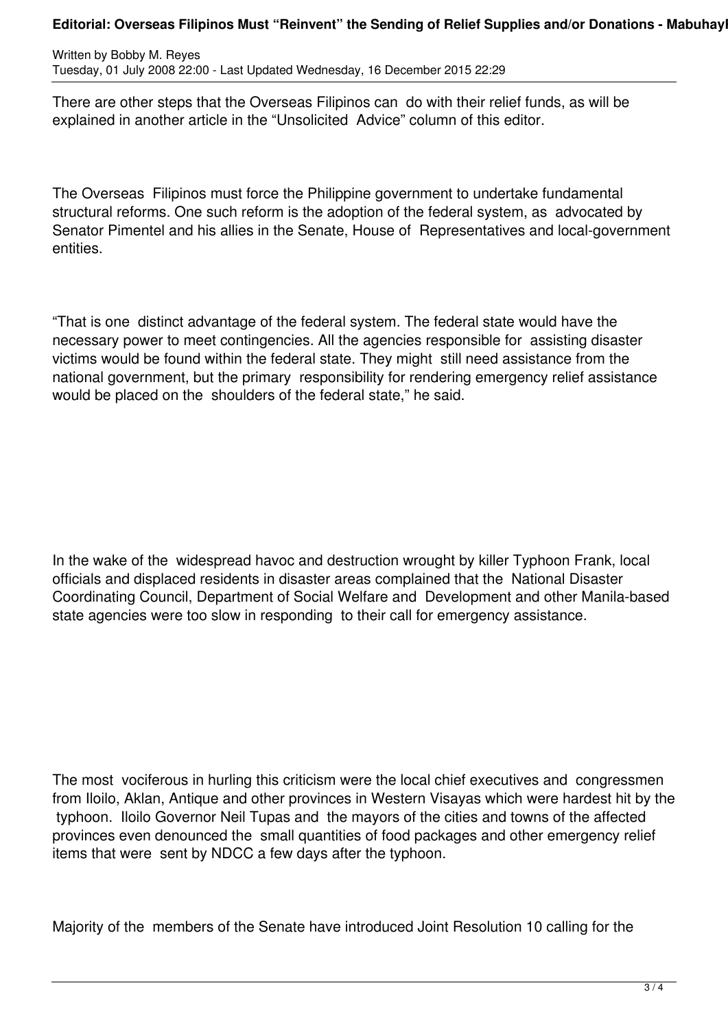There are other steps that the Overseas Filipinos can do with their relief funds, as will be explained in another article in the "Unsolicited Advice" column of this editor.

The Overseas Filipinos must force the Philippine government to undertake fundamental structural reforms. One such reform is the adoption of the federal system, as advocated by Senator Pimentel and his allies in the Senate, House of Representatives and local-government entities.

"That is one distinct advantage of the federal system. The federal state would have the necessary power to meet contingencies. All the agencies responsible for assisting disaster victims would be found within the federal state. They might still need assistance from the national government, but the primary responsibility for rendering emergency relief assistance would be placed on the shoulders of the federal state," he said.

In the wake of the widespread havoc and destruction wrought by killer Typhoon Frank, local officials and displaced residents in disaster areas complained that the National Disaster Coordinating Council, Department of Social Welfare and Development and other Manila-based state agencies were too slow in responding to their call for emergency assistance.

The most vociferous in hurling this criticism were the local chief executives and congressmen from Iloilo, Aklan, Antique and other provinces in Western Visayas which were hardest hit by the typhoon. Iloilo Governor Neil Tupas and the mayors of the cities and towns of the affected provinces even denounced the small quantities of food packages and other emergency relief items that were sent by NDCC a few days after the typhoon.

Majority of the members of the Senate have introduced Joint Resolution 10 calling for the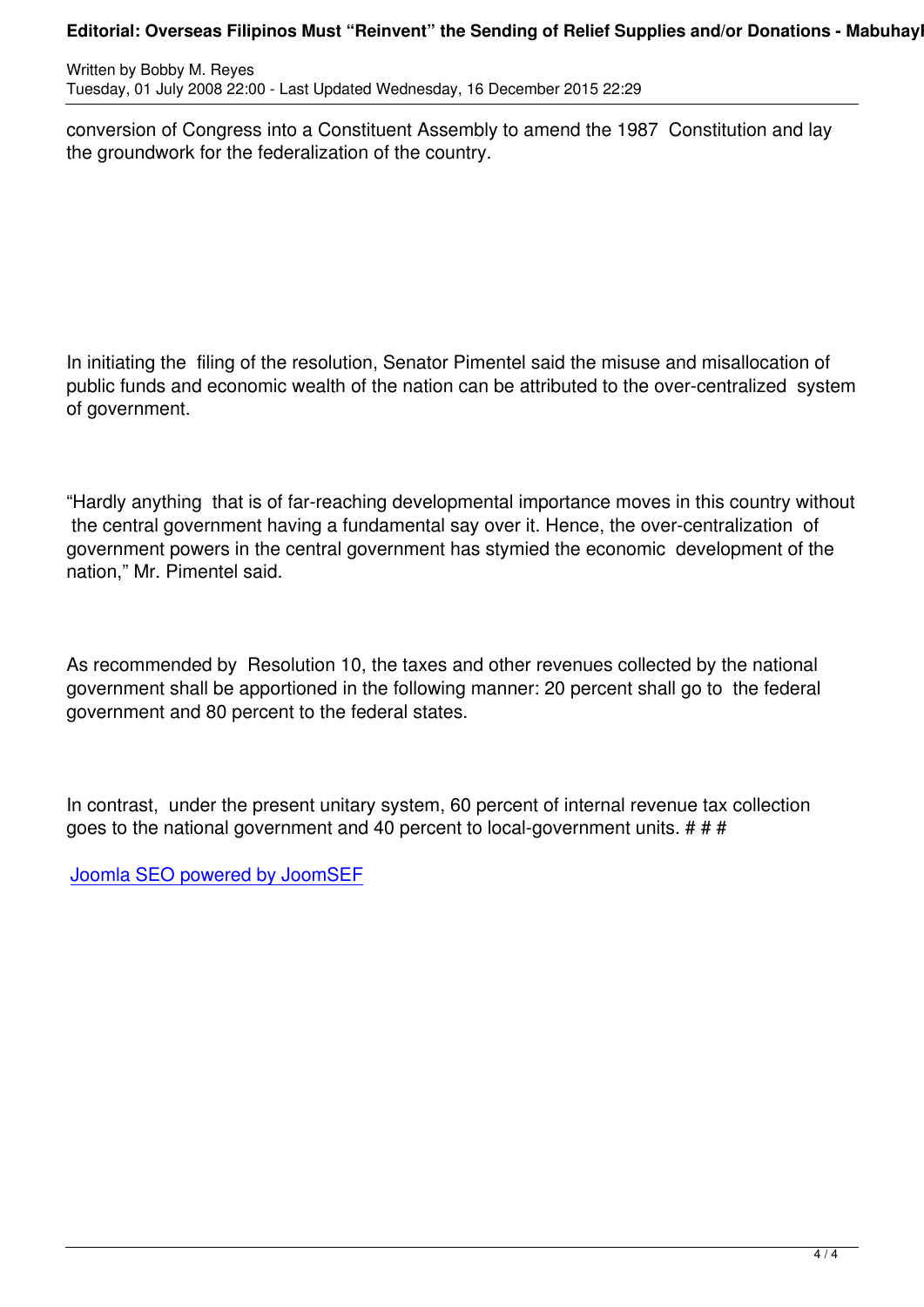conversion of Congress into a Constituent Assembly to amend the 1987 Constitution and lay the groundwork for the federalization of the country.

In initiating the filing of the resolution, Senator Pimentel said the misuse and misallocation of public funds and economic wealth of the nation can be attributed to the over-centralized system of government.

"Hardly anything that is of far-reaching developmental importance moves in this country without the central government having a fundamental say over it. Hence, the over-centralization of government powers in the central government has stymied the economic development of the nation," Mr. Pimentel said.

As recommended by Resolution 10, the taxes and other revenues collected by the national government shall be apportioned in the following manner: 20 percent shall go to the federal government and 80 percent to the federal states.

In contrast, under the present unitary system, 60 percent of internal revenue tax collection goes to the national government and 40 percent to local-government units. # # #

Joomla SEO powered by JoomSEF